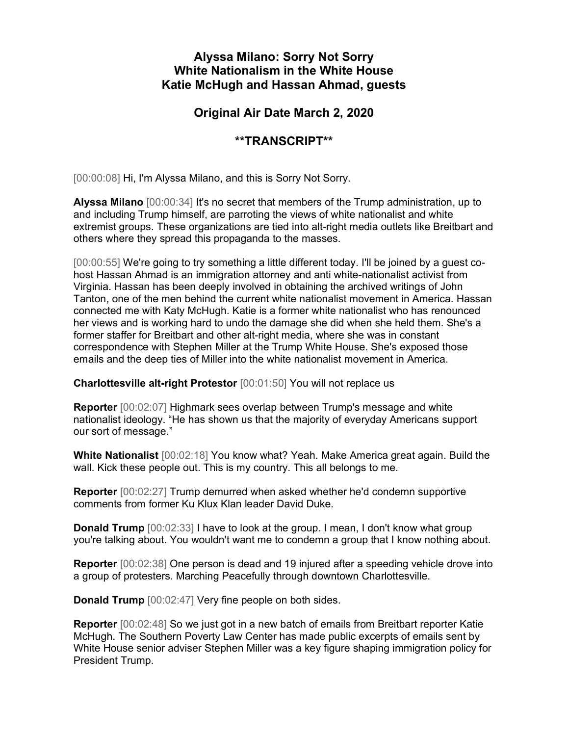# Alyssa Milano: Sorry Not Sorry
# White Nationalism in the White House
# Katie McHugh and Hassan Ahmad, guests

## Original Air Date March 2, 2020

## **TRANSCRIPT**

[00:00:08] Hi, I'm Alyssa Milano, and this is Sorry Not Sorry.

**Alyssa Milano** [00:00:34] It's no secret that members of the Trump administration, up to and including Trump himself, are parroting the views of white nationalist and white extremist groups. These organizations are tied into alt-right media outlets like Breitbart and others where they spread this propaganda to the masses.

[00:00:55] We're going to try something a little different today. I'll be joined by a guest co-host Hassan Ahmad is an immigration attorney and anti white-nationalist activist from Virginia. Hassan has been deeply involved in obtaining the archived writings of John Tanton, one of the men behind the current white nationalist movement in America. Hassan connected me with Katy McHugh. Katie is a former white nationalist who has renounced her views and is working hard to undo the damage she did when she held them. She's a former staffer for Breitbart and other alt-right media, where she was in constant correspondence with Stephen Miller at the Trump White House. She's exposed those emails and the deep ties of Miller into the white nationalist movement in America.

**Charlottesville alt-right Protestor** [00:01:50] You will not replace us

**Reporter** [00:02:07] Highmark sees overlap between Trump's message and white nationalist ideology. "He has shown us that the majority of everyday Americans support our sort of message."

**White Nationalist** [00:02:18] You know what? Yeah. Make America great again. Build the wall. Kick these people out. This is my country. This all belongs to me.

**Reporter** [00:02:27] Trump demurred when asked whether he'd condemn supportive comments from former Ku Klux Klan leader David Duke.

**Donald Trump** [00:02:33] I have to look at the group. I mean, I don't know what group you're talking about. You wouldn't want me to condemn a group that I know nothing about.

**Reporter** [00:02:38] One person is dead and 19 injured after a speeding vehicle drove into a group of protesters. Marching Peacefully through downtown Charlottesville.

**Donald Trump** [00:02:47] Very fine people on both sides.

**Reporter** [00:02:48] So we just got in a new batch of emails from Breitbart reporter Katie McHugh. The Southern Poverty Law Center has made public excerpts of emails sent by White House senior adviser Stephen Miller was a key figure shaping immigration policy for President Trump.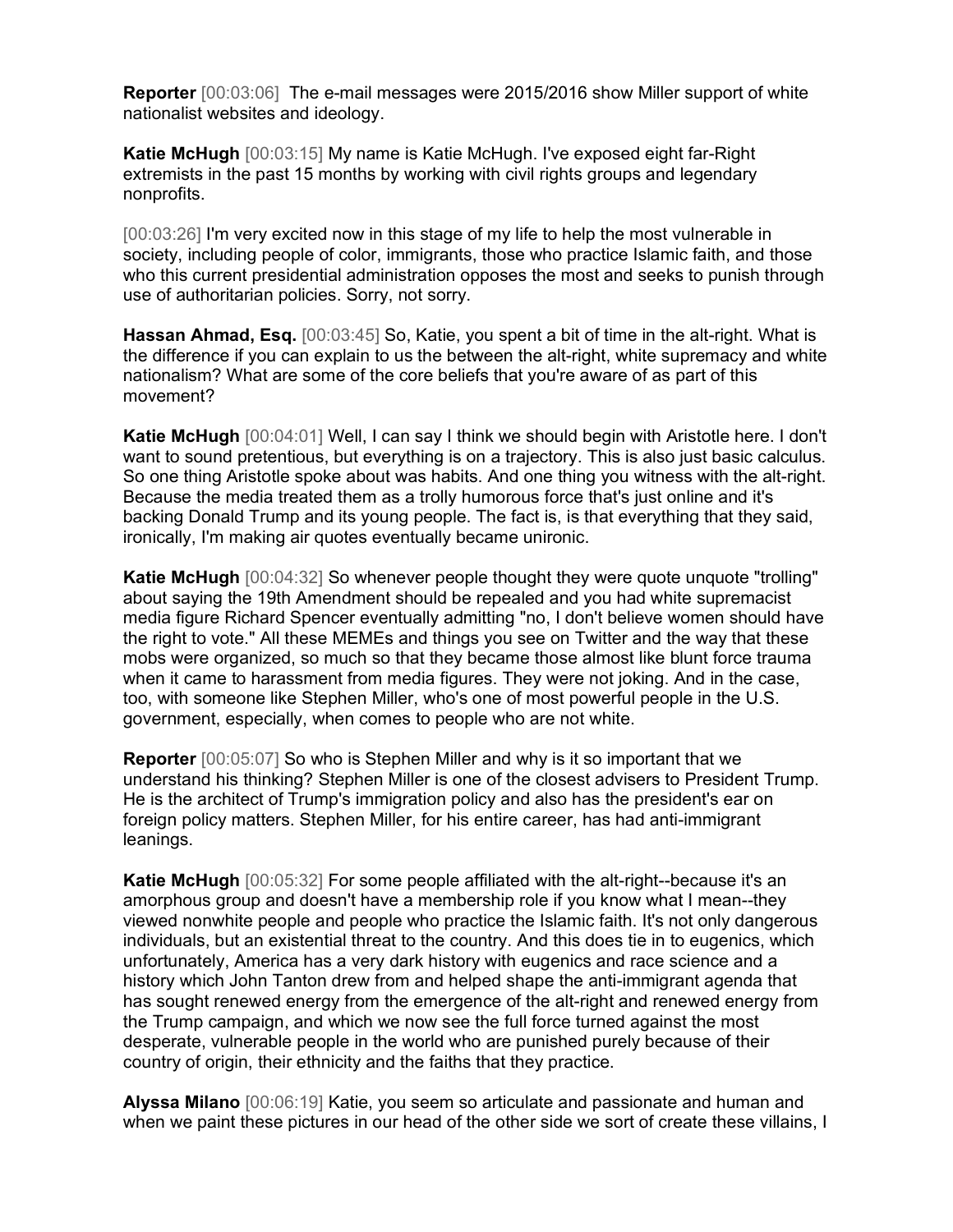**Reporter** [00:03:06] The e-mail messages were 2015/2016 show Miller support of white nationalist websites and ideology.

**Katie McHugh** [00:03:15] My name is Katie McHugh. I've exposed eight far-Right extremists in the past 15 months by working with civil rights groups and legendary nonprofits.

[00:03:26] I'm very excited now in this stage of my life to help the most vulnerable in society, including people of color, immigrants, those who practice Islamic faith, and those who this current presidential administration opposes the most and seeks to punish through use of authoritarian policies. Sorry, not sorry.

**Hassan Ahmad, Esq.** [00:03:45] So, Katie, you spent a bit of time in the alt-right. What is the difference if you can explain to us the between the alt-right, white supremacy and white nationalism? What are some of the core beliefs that you're aware of as part of this movement?

**Katie McHugh** [00:04:01] Well, I can say I think we should begin with Aristotle here. I don't want to sound pretentious, but everything is on a trajectory. This is also just basic calculus. So one thing Aristotle spoke about was habits. And one thing you witness with the alt-right. Because the media treated them as a trolly humorous force that's just online and it's backing Donald Trump and its young people. The fact is, is that everything that they said, ironically, I'm making air quotes eventually became unironic.

**Katie McHugh** [00:04:32] So whenever people thought they were quote unquote "trolling" about saying the 19th Amendment should be repealed and you had white supremacist media figure Richard Spencer eventually admitting "no, I don't believe women should have the right to vote." All these MEMEs and things you see on Twitter and the way that these mobs were organized, so much so that they became those almost like blunt force trauma when it came to harassment from media figures. They were not joking. And in the case, too, with someone like Stephen Miller, who's one of most powerful people in the U.S. government, especially, when comes to people who are not white.

**Reporter** [00:05:07] So who is Stephen Miller and why is it so important that we understand his thinking? Stephen Miller is one of the closest advisers to President Trump. He is the architect of Trump's immigration policy and also has the president's ear on foreign policy matters. Stephen Miller, for his entire career, has had anti-immigrant leanings.

**Katie McHugh** [00:05:32] For some people affiliated with the alt-right--because it's an amorphous group and doesn't have a membership role if you know what I mean--they viewed nonwhite people and people who practice the Islamic faith. It's not only dangerous individuals, but an existential threat to the country. And this does tie in to eugenics, which unfortunately, America has a very dark history with eugenics and race science and a history which John Tanton drew from and helped shape the anti-immigrant agenda that has sought renewed energy from the emergence of the alt-right and renewed energy from the Trump campaign, and which we now see the full force turned against the most desperate, vulnerable people in the world who are punished purely because of their country of origin, their ethnicity and the faiths that they practice.

**Alyssa Milano** [00:06:19] Katie, you seem so articulate and passionate and human and when we paint these pictures in our head of the other side we sort of create these villains, I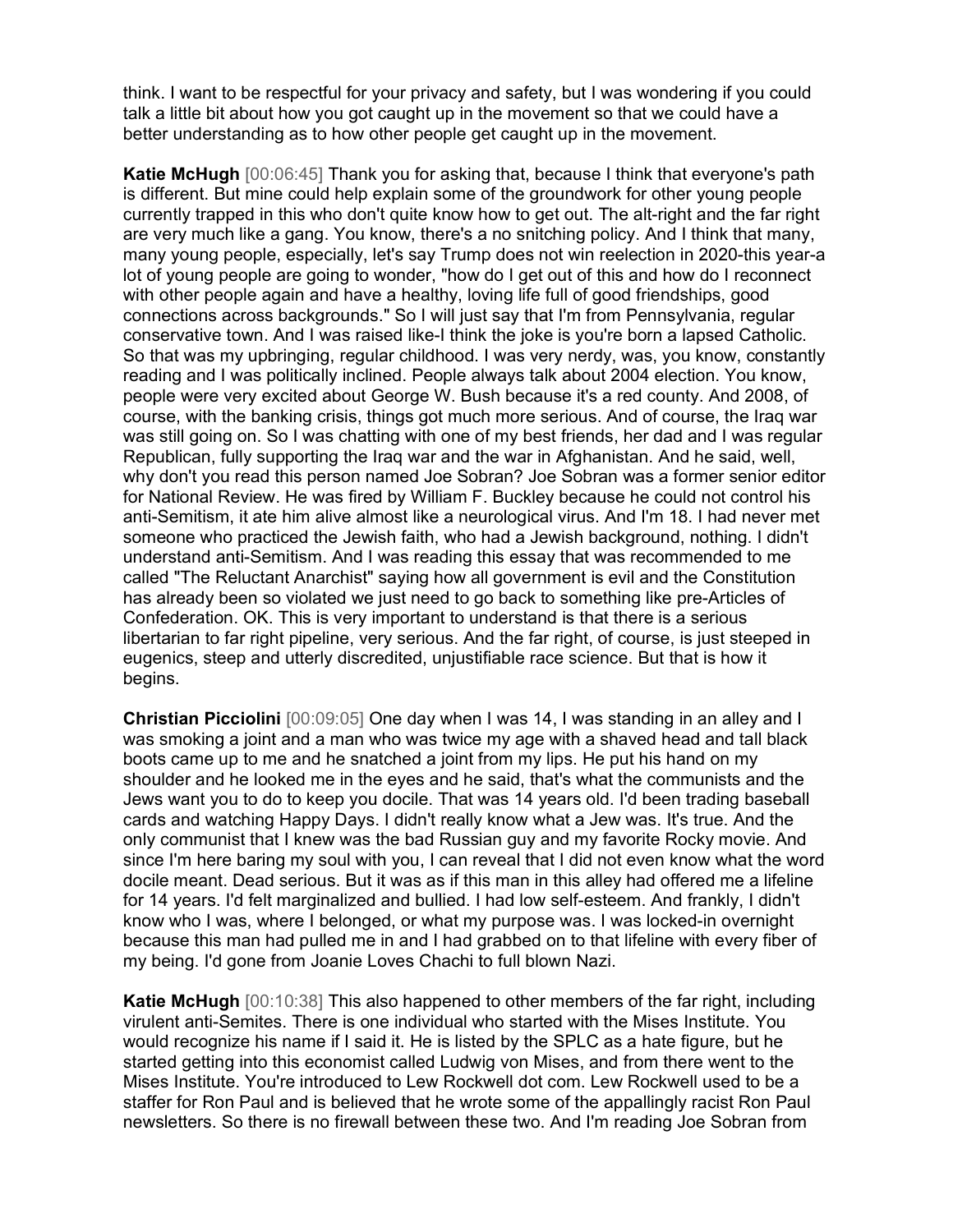think. I want to be respectful for your privacy and safety, but I was wondering if you could talk a little bit about how you got caught up in the movement so that we could have a better understanding as to how other people get caught up in the movement.

**Katie McHugh** [00:06:45] Thank you for asking that, because I think that everyone's path is different. But mine could help explain some of the groundwork for other young people currently trapped in this who don't quite know how to get out. The alt-right and the far right are very much like a gang. You know, there's a no snitching policy. And I think that many, many young people, especially, let's say Trump does not win reelection in 2020-this year-a lot of young people are going to wonder, "how do I get out of this and how do I reconnect with other people again and have a healthy, loving life full of good friendships, good connections across backgrounds." So I will just say that I'm from Pennsylvania, regular conservative town. And I was raised like-I think the joke is you're born a lapsed Catholic. So that was my upbringing, regular childhood. I was very nerdy, was, you know, constantly reading and I was politically inclined. People always talk about 2004 election. You know, people were very excited about George W. Bush because it's a red county. And 2008, of course, with the banking crisis, things got much more serious. And of course, the Iraq war was still going on. So I was chatting with one of my best friends, her dad and I was regular Republican, fully supporting the Iraq war and the war in Afghanistan. And he said, well, why don't you read this person named Joe Sobran? Joe Sobran was a former senior editor for National Review. He was fired by William F. Buckley because he could not control his anti-Semitism, it ate him alive almost like a neurological virus. And I'm 18. I had never met someone who practiced the Jewish faith, who had a Jewish background, nothing. I didn't understand anti-Semitism. And I was reading this essay that was recommended to me called "The Reluctant Anarchist" saying how all government is evil and the Constitution has already been so violated we just need to go back to something like pre-Articles of Confederation. OK. This is very important to understand is that there is a serious libertarian to far right pipeline, very serious. And the far right, of course, is just steeped in eugenics, steep and utterly discredited, unjustifiable race science. But that is how it begins.

**Christian Picciolini** [00:09:05] One day when I was 14, I was standing in an alley and I was smoking a joint and a man who was twice my age with a shaved head and tall black boots came up to me and he snatched a joint from my lips. He put his hand on my shoulder and he looked me in the eyes and he said, that's what the communists and the Jews want you to do to keep you docile. That was 14 years old. I'd been trading baseball cards and watching Happy Days. I didn't really know what a Jew was. It's true. And the only communist that I knew was the bad Russian guy and my favorite Rocky movie. And since I'm here baring my soul with you, I can reveal that I did not even know what the word docile meant. Dead serious. But it was as if this man in this alley had offered me a lifeline for 14 years. I'd felt marginalized and bullied. I had low self-esteem. And frankly, I didn't know who I was, where I belonged, or what my purpose was. I was locked-in overnight because this man had pulled me in and I had grabbed on to that lifeline with every fiber of my being. I'd gone from Joanie Loves Chachi to full blown Nazi.

**Katie McHugh** [00:10:38] This also happened to other members of the far right, including virulent anti-Semites. There is one individual who started with the Mises Institute. You would recognize his name if I said it. He is listed by the SPLC as a hate figure, but he started getting into this economist called Ludwig von Mises, and from there went to the Mises Institute. You're introduced to Lew Rockwell dot com. Lew Rockwell used to be a staffer for Ron Paul and is believed that he wrote some of the appallingly racist Ron Paul newsletters. So there is no firewall between these two. And I'm reading Joe Sobran from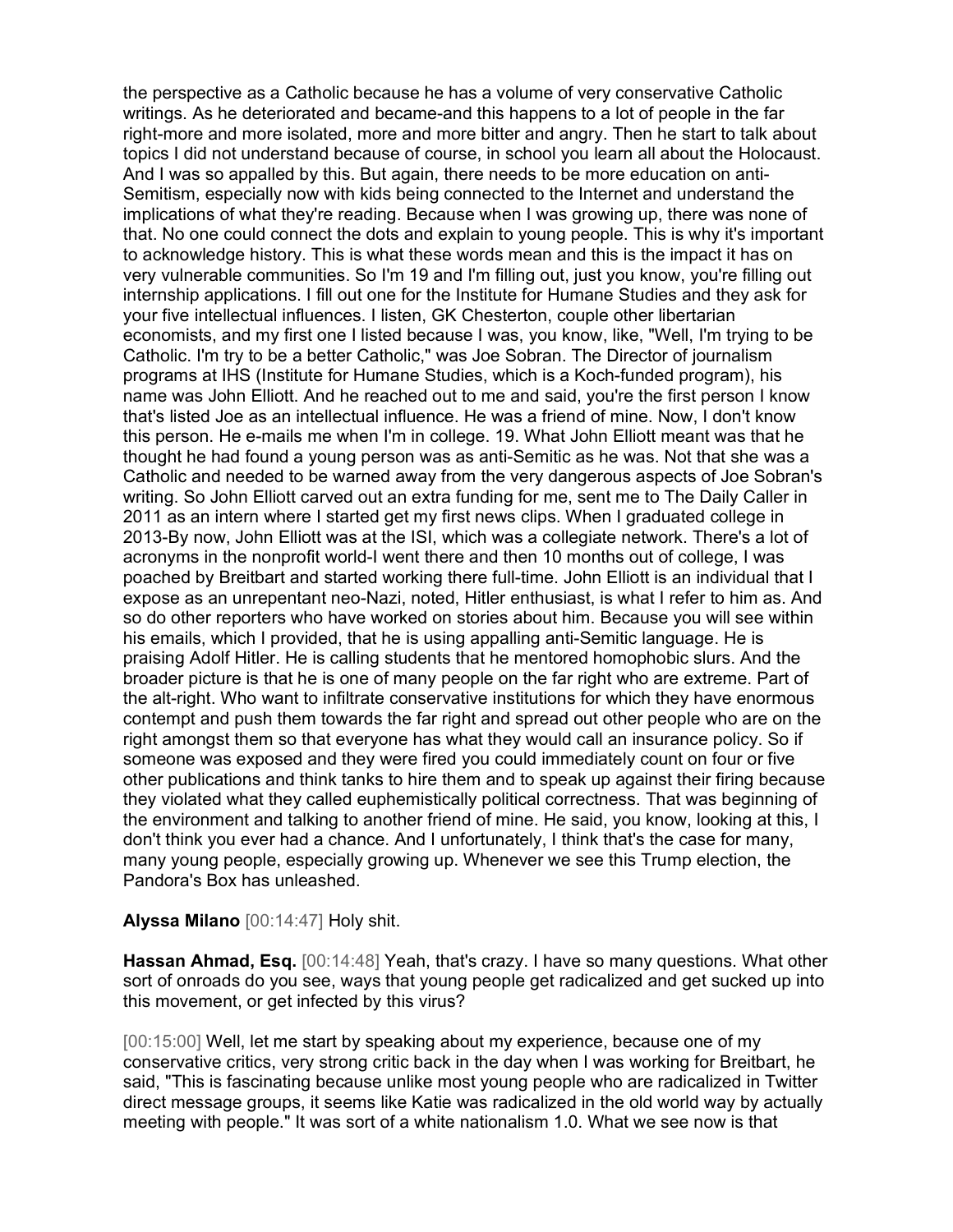the perspective as a Catholic because he has a volume of very conservative Catholic writings. As he deteriorated and became-and this happens to a lot of people in the far right-more and more isolated, more and more bitter and angry. Then he start to talk about topics I did not understand because of course, in school you learn all about the Holocaust. And I was so appalled by this. But again, there needs to be more education on anti-Semitism, especially now with kids being connected to the Internet and understand the implications of what they're reading. Because when I was growing up, there was none of that. No one could connect the dots and explain to young people. This is why it's important to acknowledge history. This is what these words mean and this is the impact it has on very vulnerable communities. So I'm 19 and I'm filling out, just you know, you're filling out internship applications. I fill out one for the Institute for Humane Studies and they ask for your five intellectual influences. I listen, GK Chesterton, couple other libertarian economists, and my first one I listed because I was, you know, like, "Well, I'm trying to be Catholic. I'm try to be a better Catholic," was Joe Sobran. The Director of journalism programs at IHS (Institute for Humane Studies, which is a Koch-funded program), his name was John Elliott. And he reached out to me and said, you're the first person I know that's listed Joe as an intellectual influence. He was a friend of mine. Now, I don't know this person. He e-mails me when I'm in college. 19. What John Elliott meant was that he thought he had found a young person was as anti-Semitic as he was. Not that she was a Catholic and needed to be warned away from the very dangerous aspects of Joe Sobran's writing. So John Elliott carved out an extra funding for me, sent me to The Daily Caller in 2011 as an intern where I started get my first news clips. When I graduated college in 2013-By now, John Elliott was at the ISI, which was a collegiate network. There's a lot of acronyms in the nonprofit world-I went there and then 10 months out of college, I was poached by Breitbart and started working there full-time. John Elliott is an individual that I expose as an unrepentant neo-Nazi, noted, Hitler enthusiast, is what I refer to him as. And so do other reporters who have worked on stories about him. Because you will see within his emails, which I provided, that he is using appalling anti-Semitic language. He is praising Adolf Hitler. He is calling students that he mentored homophobic slurs. And the broader picture is that he is one of many people on the far right who are extreme. Part of the alt-right. Who want to infiltrate conservative institutions for which they have enormous contempt and push them towards the far right and spread out other people who are on the right amongst them so that everyone has what they would call an insurance policy. So if someone was exposed and they were fired you could immediately count on four or five other publications and think tanks to hire them and to speak up against their firing because they violated what they called euphemistically political correctness. That was beginning of the environment and talking to another friend of mine. He said, you know, looking at this, I don't think you ever had a chance. And I unfortunately, I think that's the case for many, many young people, especially growing up. Whenever we see this Trump election, the Pandora's Box has unleashed.

**Alyssa Milano** [00:14:47] Holy shit.

**Hassan Ahmad, Esq.** [00:14:48] Yeah, that's crazy. I have so many questions. What other sort of onroads do you see, ways that young people get radicalized and get sucked up into this movement, or get infected by this virus?

[00:15:00] Well, let me start by speaking about my experience, because one of my conservative critics, very strong critic back in the day when I was working for Breitbart, he said, "This is fascinating because unlike most young people who are radicalized in Twitter direct message groups, it seems like Katie was radicalized in the old world way by actually meeting with people." It was sort of a white nationalism 1.0. What we see now is that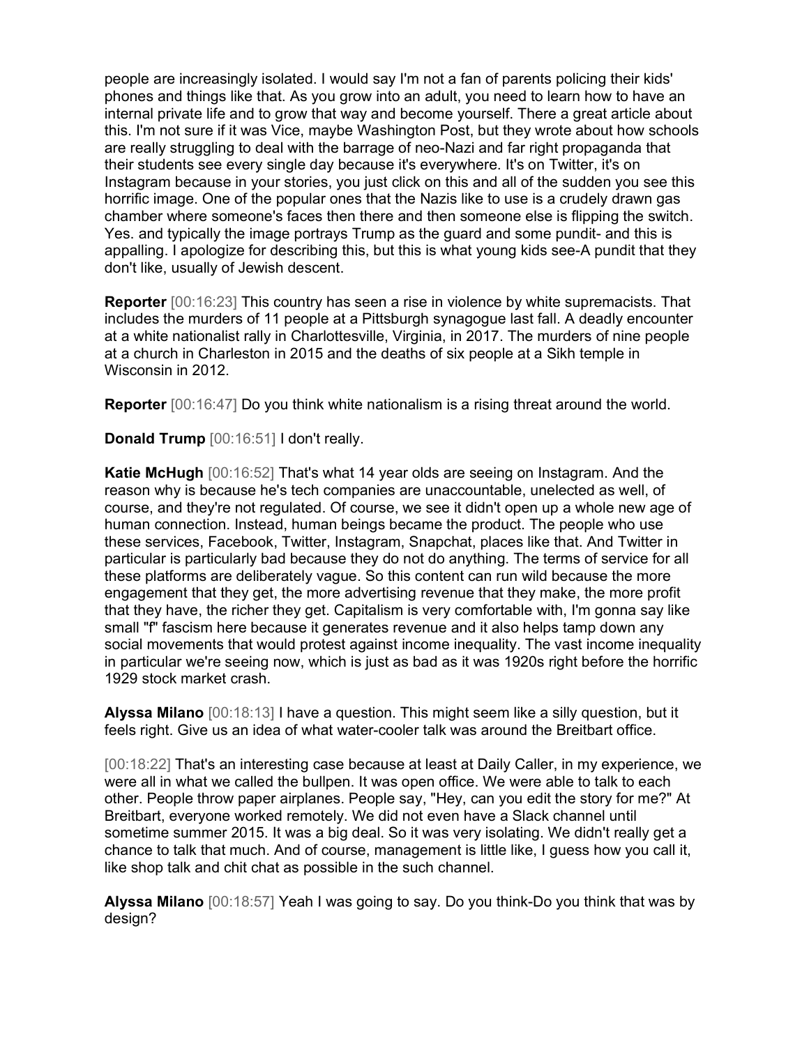people are increasingly isolated. I would say I'm not a fan of parents policing their kids' phones and things like that. As you grow into an adult, you need to learn how to have an internal private life and to grow that way and become yourself. There a great article about this. I'm not sure if it was Vice, maybe Washington Post, but they wrote about how schools are really struggling to deal with the barrage of neo-Nazi and far right propaganda that their students see every single day because it's everywhere. It's on Twitter, it's on Instagram because in your stories, you just click on this and all of the sudden you see this horrific image. One of the popular ones that the Nazis like to use is a crudely drawn gas chamber where someone's faces then there and then someone else is flipping the switch. Yes. and typically the image portrays Trump as the guard and some pundit- and this is appalling. I apologize for describing this, but this is what young kids see-A pundit that they don't like, usually of Jewish descent.

**Reporter** [00:16:23] This country has seen a rise in violence by white supremacists. That includes the murders of 11 people at a Pittsburgh synagogue last fall. A deadly encounter at a white nationalist rally in Charlottesville, Virginia, in 2017. The murders of nine people at a church in Charleston in 2015 and the deaths of six people at a Sikh temple in Wisconsin in 2012.

**Reporter** [00:16:47] Do you think white nationalism is a rising threat around the world.

**Donald Trump** [00:16:51] I don't really.

**Katie McHugh** [00:16:52] That's what 14 year olds are seeing on Instagram. And the reason why is because he's tech companies are unaccountable, unelected as well, of course, and they're not regulated. Of course, we see it didn't open up a whole new age of human connection. Instead, human beings became the product. The people who use these services, Facebook, Twitter, Instagram, Snapchat, places like that. And Twitter in particular is particularly bad because they do not do anything. The terms of service for all these platforms are deliberately vague. So this content can run wild because the more engagement that they get, the more advertising revenue that they make, the more profit that they have, the richer they get. Capitalism is very comfortable with, I'm gonna say like small "f" fascism here because it generates revenue and it also helps tamp down any social movements that would protest against income inequality. The vast income inequality in particular we're seeing now, which is just as bad as it was 1920s right before the horrific 1929 stock market crash.

**Alyssa Milano** [00:18:13] I have a question. This might seem like a silly question, but it feels right. Give us an idea of what water-cooler talk was around the Breitbart office.

[00:18:22] That's an interesting case because at least at Daily Caller, in my experience, we were all in what we called the bullpen. It was open office. We were able to talk to each other. People throw paper airplanes. People say, "Hey, can you edit the story for me?" At Breitbart, everyone worked remotely. We did not even have a Slack channel until sometime summer 2015. It was a big deal. So it was very isolating. We didn't really get a chance to talk that much. And of course, management is little like, I guess how you call it, like shop talk and chit chat as possible in the such channel.

**Alyssa Milano** [00:18:57] Yeah I was going to say. Do you think-Do you think that was by design?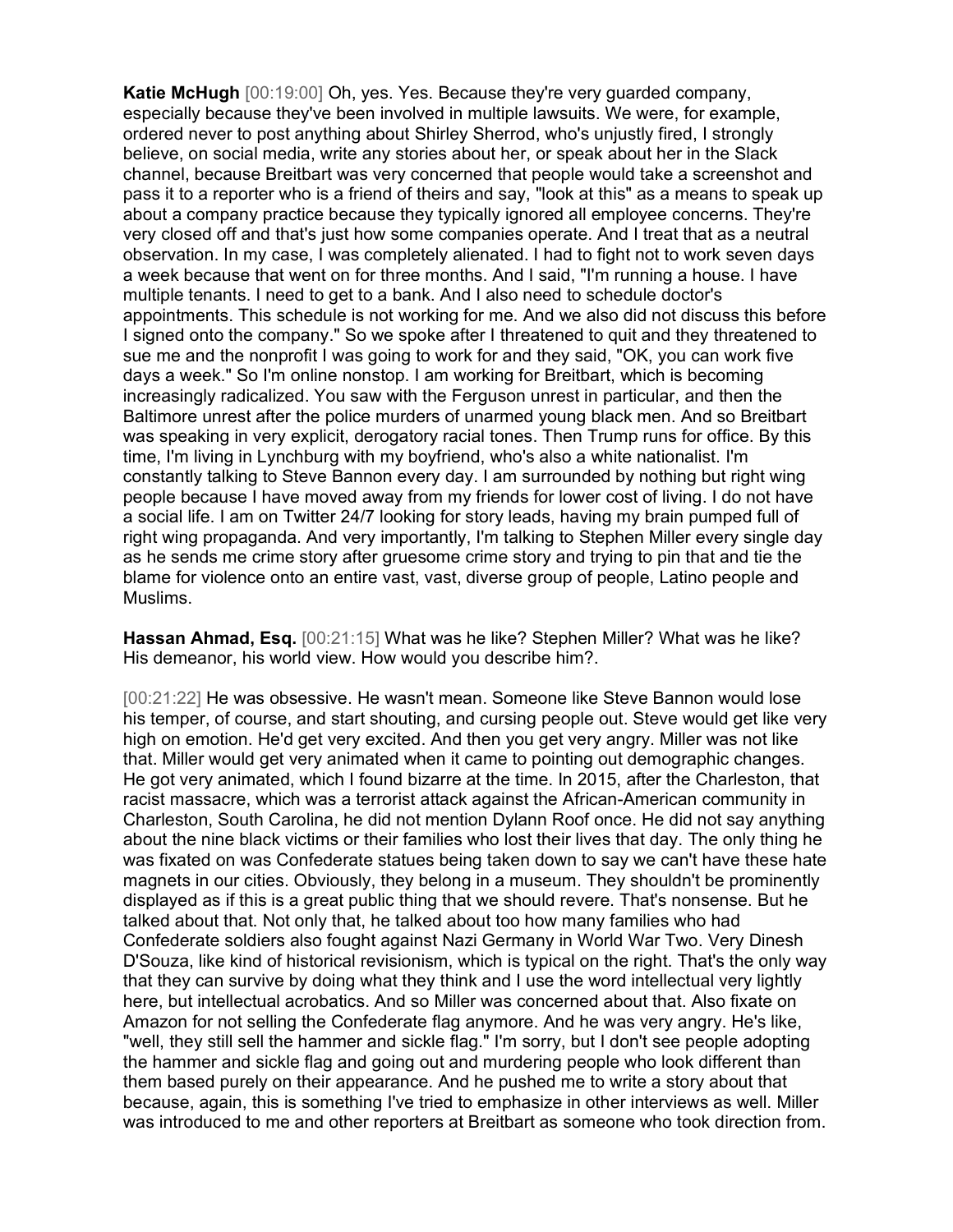**Katie McHugh** [00:19:00] Oh, yes. Yes. Because they're very guarded company, especially because they've been involved in multiple lawsuits. We were, for example, ordered never to post anything about Shirley Sherrod, who's unjustly fired, I strongly believe, on social media, write any stories about her, or speak about her in the Slack channel, because Breitbart was very concerned that people would take a screenshot and pass it to a reporter who is a friend of theirs and say, "look at this" as a means to speak up about a company practice because they typically ignored all employee concerns. They're very closed off and that's just how some companies operate. And I treat that as a neutral observation. In my case, I was completely alienated. I had to fight not to work seven days a week because that went on for three months. And I said, "I'm running a house. I have multiple tenants. I need to get to a bank. And I also need to schedule doctor's appointments. This schedule is not working for me. And we also did not discuss this before I signed onto the company." So we spoke after I threatened to quit and they threatened to sue me and the nonprofit I was going to work for and they said, "OK, you can work five days a week." So I'm online nonstop. I am working for Breitbart, which is becoming increasingly radicalized. You saw with the Ferguson unrest in particular, and then the Baltimore unrest after the police murders of unarmed young black men. And so Breitbart was speaking in very explicit, derogatory racial tones. Then Trump runs for office. By this time, I'm living in Lynchburg with my boyfriend, who's also a white nationalist. I'm constantly talking to Steve Bannon every day. I am surrounded by nothing but right wing people because I have moved away from my friends for lower cost of living. I do not have a social life. I am on Twitter 24/7 looking for story leads, having my brain pumped full of right wing propaganda. And very importantly, I'm talking to Stephen Miller every single day as he sends me crime story after gruesome crime story and trying to pin that and tie the blame for violence onto an entire vast, vast, diverse group of people, Latino people and Muslims.

**Hassan Ahmad, Esq.** [00:21:15] What was he like? Stephen Miller? What was he like? His demeanor, his world view. How would you describe him?.

[00:21:22] He was obsessive. He wasn't mean. Someone like Steve Bannon would lose his temper, of course, and start shouting, and cursing people out. Steve would get like very high on emotion. He'd get very excited. And then you get very angry. Miller was not like that. Miller would get very animated when it came to pointing out demographic changes. He got very animated, which I found bizarre at the time. In 2015, after the Charleston, that racist massacre, which was a terrorist attack against the African-American community in Charleston, South Carolina, he did not mention Dylann Roof once. He did not say anything about the nine black victims or their families who lost their lives that day. The only thing he was fixated on was Confederate statues being taken down to say we can't have these hate magnets in our cities. Obviously, they belong in a museum. They shouldn't be prominently displayed as if this is a great public thing that we should revere. That's nonsense. But he talked about that. Not only that, he talked about too how many families who had Confederate soldiers also fought against Nazi Germany in World War Two. Very Dinesh D'Souza, like kind of historical revisionism, which is typical on the right. That's the only way that they can survive by doing what they think and I use the word intellectual very lightly here, but intellectual acrobatics. And so Miller was concerned about that. Also fixate on Amazon for not selling the Confederate flag anymore. And he was very angry. He's like, "well, they still sell the hammer and sickle flag." I'm sorry, but I don't see people adopting the hammer and sickle flag and going out and murdering people who look different than them based purely on their appearance. And he pushed me to write a story about that because, again, this is something I've tried to emphasize in other interviews as well. Miller was introduced to me and other reporters at Breitbart as someone who took direction from.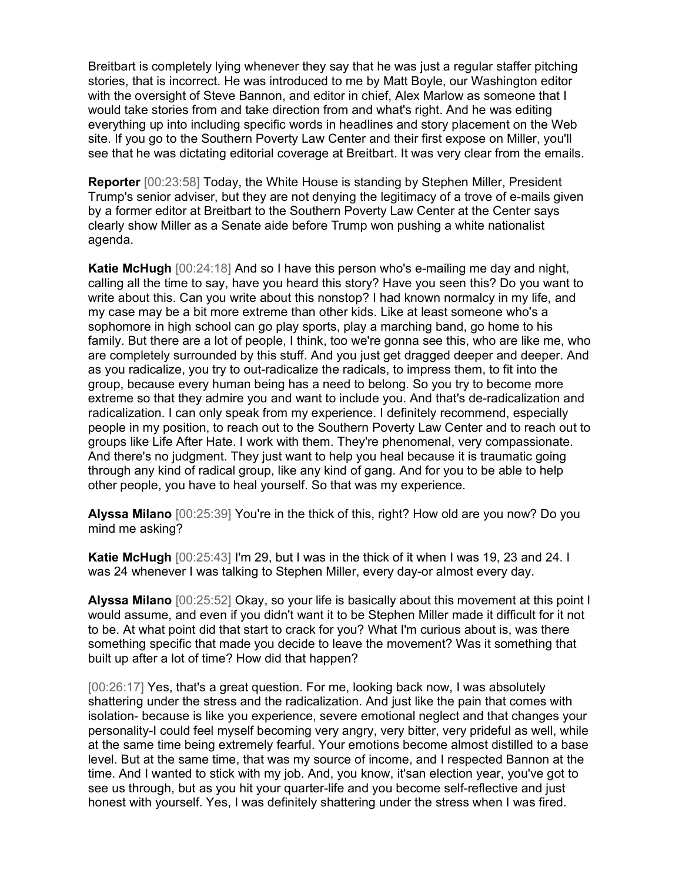Breitbart is completely lying whenever they say that he was just a regular staffer pitching stories, that is incorrect. He was introduced to me by Matt Boyle, our Washington editor with the oversight of Steve Bannon, and editor in chief, Alex Marlow as someone that I would take stories from and take direction from and what's right. And he was editing everything up into including specific words in headlines and story placement on the Web site. If you go to the Southern Poverty Law Center and their first expose on Miller, you'll see that he was dictating editorial coverage at Breitbart. It was very clear from the emails.

**Reporter** [00:23:58] Today, the White House is standing by Stephen Miller, President Trump's senior adviser, but they are not denying the legitimacy of a trove of e-mails given by a former editor at Breitbart to the Southern Poverty Law Center at the Center says clearly show Miller as a Senate aide before Trump won pushing a white nationalist agenda.

**Katie McHugh** [00:24:18] And so I have this person who's e-mailing me day and night, calling all the time to say, have you heard this story? Have you seen this? Do you want to write about this. Can you write about this nonstop? I had known normalcy in my life, and my case may be a bit more extreme than other kids. Like at least someone who's a sophomore in high school can go play sports, play a marching band, go home to his family. But there are a lot of people, I think, too we're gonna see this, who are like me, who are completely surrounded by this stuff. And you just get dragged deeper and deeper. And as you radicalize, you try to out-radicalize the radicals, to impress them, to fit into the group, because every human being has a need to belong. So you try to become more extreme so that they admire you and want to include you. And that's de-radicalization and radicalization. I can only speak from my experience. I definitely recommend, especially people in my position, to reach out to the Southern Poverty Law Center and to reach out to groups like Life After Hate. I work with them. They're phenomenal, very compassionate. And there's no judgment. They just want to help you heal because it is traumatic going through any kind of radical group, like any kind of gang. And for you to be able to help other people, you have to heal yourself. So that was my experience.

**Alyssa Milano** [00:25:39] You're in the thick of this, right? How old are you now? Do you mind me asking?

**Katie McHugh** [00:25:43] I'm 29, but I was in the thick of it when I was 19, 23 and 24. I was 24 whenever I was talking to Stephen Miller, every day-or almost every day.

**Alyssa Milano** [00:25:52] Okay, so your life is basically about this movement at this point I would assume, and even if you didn't want it to be Stephen Miller made it difficult for it not to be. At what point did that start to crack for you? What I'm curious about is, was there something specific that made you decide to leave the movement? Was it something that built up after a lot of time? How did that happen?

[00:26:17] Yes, that's a great question. For me, looking back now, I was absolutely shattering under the stress and the radicalization. And just like the pain that comes with isolation- because is like you experience, severe emotional neglect and that changes your personality-I could feel myself becoming very angry, very bitter, very prideful as well, while at the same time being extremely fearful. Your emotions become almost distilled to a base level. But at the same time, that was my source of income, and I respected Bannon at the time. And I wanted to stick with my job. And, you know, it'san election year, you've got to see us through, but as you hit your quarter-life and you become self-reflective and just honest with yourself. Yes, I was definitely shattering under the stress when I was fired.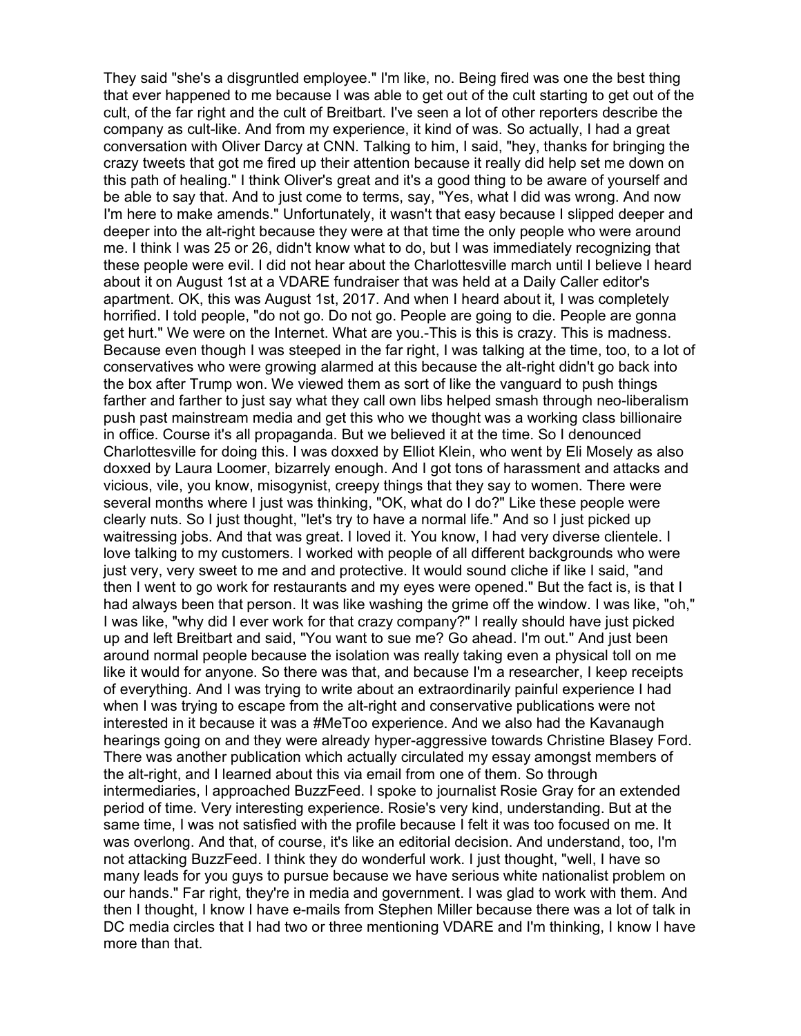They said "she's a disgruntled employee." I'm like, no. Being fired was one the best thing that ever happened to me because I was able to get out of the cult starting to get out of the cult, of the far right and the cult of Breitbart. I've seen a lot of other reporters describe the company as cult-like. And from my experience, it kind of was. So actually, I had a great conversation with Oliver Darcy at CNN. Talking to him, I said, "hey, thanks for bringing the crazy tweets that got me fired up their attention because it really did help set me down on this path of healing." I think Oliver's great and it's a good thing to be aware of yourself and be able to say that. And to just come to terms, say, "Yes, what I did was wrong. And now I'm here to make amends." Unfortunately, it wasn't that easy because I slipped deeper and deeper into the alt-right because they were at that time the only people who were around me. I think I was 25 or 26, didn't know what to do, but I was immediately recognizing that these people were evil. I did not hear about the Charlottesville march until I believe I heard about it on August 1st at a VDARE fundraiser that was held at a Daily Caller editor's apartment. OK, this was August 1st, 2017. And when I heard about it, I was completely horrified. I told people, "do not go. Do not go. People are going to die. People are gonna get hurt." We were on the Internet. What are you.-This is this is crazy. This is madness. Because even though I was steeped in the far right, I was talking at the time, too, to a lot of conservatives who were growing alarmed at this because the alt-right didn't go back into the box after Trump won. We viewed them as sort of like the vanguard to push things farther and farther to just say what they call own libs helped smash through neo-liberalism push past mainstream media and get this who we thought was a working class billionaire in office. Course it's all propaganda. But we believed it at the time. So I denounced Charlottesville for doing this. I was doxxed by Elliot Klein, who went by Eli Mosely as also doxxed by Laura Loomer, bizarrely enough. And I got tons of harassment and attacks and vicious, vile, you know, misogynist, creepy things that they say to women. There were several months where I just was thinking, "OK, what do I do?" Like these people were clearly nuts. So I just thought, "let's try to have a normal life." And so I just picked up waitressing jobs. And that was great. I loved it. You know, I had very diverse clientele. I love talking to my customers. I worked with people of all different backgrounds who were just very, very sweet to me and and protective. It would sound cliche if like I said, "and then I went to go work for restaurants and my eyes were opened." But the fact is, is that I had always been that person. It was like washing the grime off the window. I was like, "oh," I was like, "why did I ever work for that crazy company?" I really should have just picked up and left Breitbart and said, "You want to sue me? Go ahead. I'm out." And just been around normal people because the isolation was really taking even a physical toll on me like it would for anyone. So there was that, and because I'm a researcher, I keep receipts of everything. And I was trying to write about an extraordinarily painful experience I had when I was trying to escape from the alt-right and conservative publications were not interested in it because it was a #MeToo experience. And we also had the Kavanaugh hearings going on and they were already hyper-aggressive towards Christine Blasey Ford. There was another publication which actually circulated my essay amongst members of the alt-right, and I learned about this via email from one of them. So through intermediaries, I approached BuzzFeed. I spoke to journalist Rosie Gray for an extended period of time. Very interesting experience. Rosie's very kind, understanding. But at the same time, I was not satisfied with the profile because I felt it was too focused on me. It was overlong. And that, of course, it's like an editorial decision. And understand, too, I'm not attacking BuzzFeed. I think they do wonderful work. I just thought, "well, I have so many leads for you guys to pursue because we have serious white nationalist problem on our hands." Far right, they're in media and government. I was glad to work with them. And then I thought, I know I have e-mails from Stephen Miller because there was a lot of talk in DC media circles that I had two or three mentioning VDARE and I'm thinking, I know I have more than that.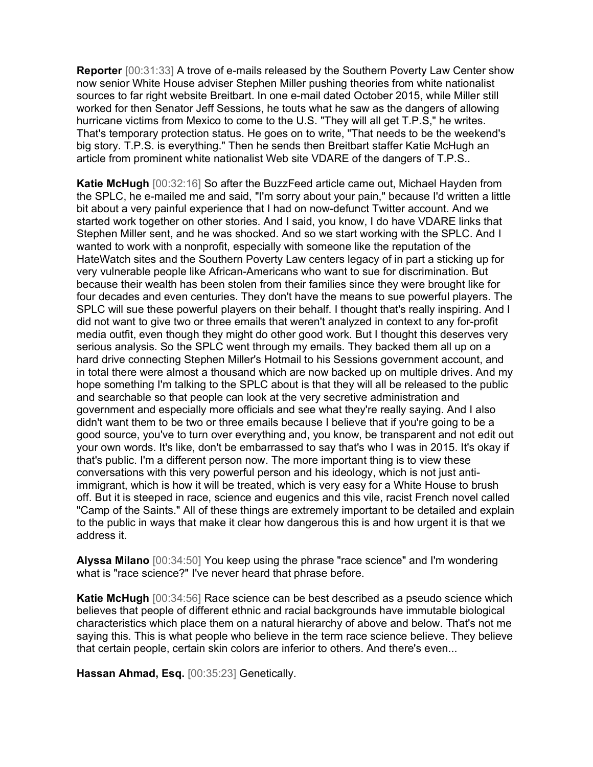**Reporter** [00:31:33] A trove of e-mails released by the Southern Poverty Law Center show now senior White House adviser Stephen Miller pushing theories from white nationalist sources to far right website Breitbart. In one e-mail dated October 2015, while Miller still worked for then Senator Jeff Sessions, he touts what he saw as the dangers of allowing hurricane victims from Mexico to come to the U.S. "They will all get T.P.S," he writes. That's temporary protection status. He goes on to write, "That needs to be the weekend's big story. T.P.S. is everything." Then he sends then Breitbart staffer Katie McHugh an article from prominent white nationalist Web site VDARE of the dangers of T.P.S..

**Katie McHugh** [00:32:16] So after the BuzzFeed article came out, Michael Hayden from the SPLC, he e-mailed me and said, "I'm sorry about your pain," because I'd written a little bit about a very painful experience that I had on now-defunct Twitter account. And we started work together on other stories. And I said, you know, I do have VDARE links that Stephen Miller sent, and he was shocked. And so we start working with the SPLC. And I wanted to work with a nonprofit, especially with someone like the reputation of the HateWatch sites and the Southern Poverty Law centers legacy of in part a sticking up for very vulnerable people like African-Americans who want to sue for discrimination. But because their wealth has been stolen from their families since they were brought like for four decades and even centuries. They don't have the means to sue powerful players. The SPLC will sue these powerful players on their behalf. I thought that's really inspiring. And I did not want to give two or three emails that weren't analyzed in context to any for-profit media outfit, even though they might do other good work. But I thought this deserves very serious analysis. So the SPLC went through my emails. They backed them all up on a hard drive connecting Stephen Miller's Hotmail to his Sessions government account, and in total there were almost a thousand which are now backed up on multiple drives. And my hope something I'm talking to the SPLC about is that they will all be released to the public and searchable so that people can look at the very secretive administration and government and especially more officials and see what they're really saying. And I also didn't want them to be two or three emails because I believe that if you're going to be a good source, you've to turn over everything and, you know, be transparent and not edit out your own words. It's like, don't be embarrassed to say that's who I was in 2015. It's okay if that's public. I'm a different person now. The more important thing is to view these conversations with this very powerful person and his ideology, which is not just anti-immigrant, which is how it will be treated, which is very easy for a White House to brush off. But it is steeped in race, science and eugenics and this vile, racist French novel called "Camp of the Saints." All of these things are extremely important to be detailed and explain to the public in ways that make it clear how dangerous this is and how urgent it is that we address it.

**Alyssa Milano** [00:34:50] You keep using the phrase "race science" and I'm wondering what is "race science?" I've never heard that phrase before.

**Katie McHugh** [00:34:56] Race science can be best described as a pseudo science which believes that people of different ethnic and racial backgrounds have immutable biological characteristics which place them on a natural hierarchy of above and below. That's not me saying this. This is what people who believe in the term race science believe. They believe that certain people, certain skin colors are inferior to others. And there's even...

**Hassan Ahmad, Esq.** [00:35:23] Genetically.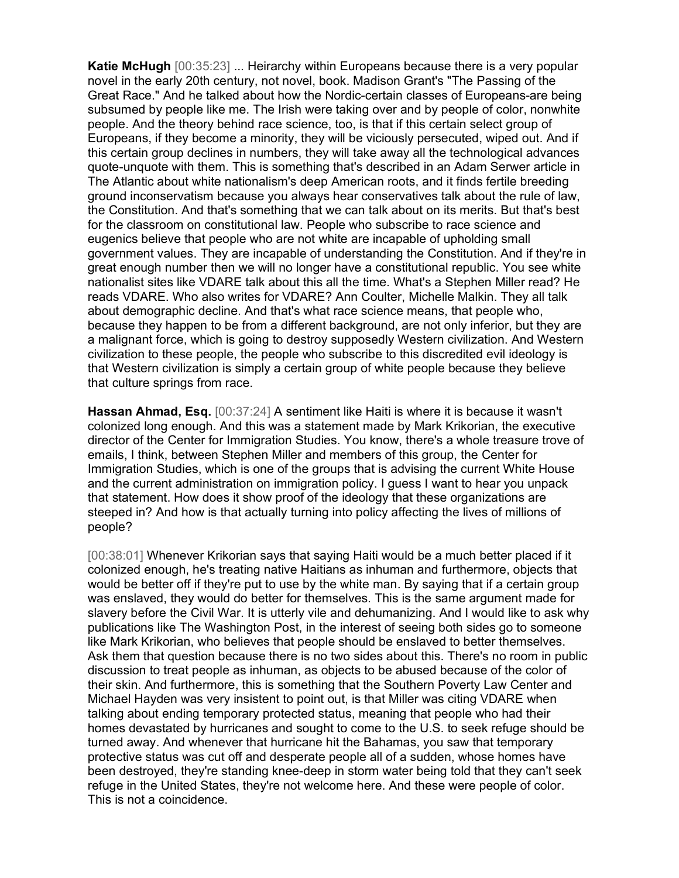**Katie McHugh** [00:35:23] ... Heirarchy within Europeans because there is a very popular novel in the early 20th century, not novel, book. Madison Grant's "The Passing of the Great Race." And he talked about how the Nordic-certain classes of Europeans-are being subsumed by people like me. The Irish were taking over and by people of color, nonwhite people. And the theory behind race science, too, is that if this certain select group of Europeans, if they become a minority, they will be viciously persecuted, wiped out. And if this certain group declines in numbers, they will take away all the technological advances quote-unquote with them. This is something that's described in an Adam Serwer article in The Atlantic about white nationalism's deep American roots, and it finds fertile breeding ground inconservatism because you always hear conservatives talk about the rule of law, the Constitution. And that's something that we can talk about on its merits. But that's best for the classroom on constitutional law. People who subscribe to race science and eugenics believe that people who are not white are incapable of upholding small government values. They are incapable of understanding the Constitution. And if they're in great enough number then we will no longer have a constitutional republic. You see white nationalist sites like VDARE talk about this all the time. What's a Stephen Miller read? He reads VDARE. Who also writes for VDARE? Ann Coulter, Michelle Malkin. They all talk about demographic decline. And that's what race science means, that people who, because they happen to be from a different background, are not only inferior, but they are a malignant force, which is going to destroy supposedly Western civilization. And Western civilization to these people, the people who subscribe to this discredited evil ideology is that Western civilization is simply a certain group of white people because they believe that culture springs from race.

**Hassan Ahmad, Esq.** [00:37:24] A sentiment like Haiti is where it is because it wasn't colonized long enough. And this was a statement made by Mark Krikorian, the executive director of the Center for Immigration Studies. You know, there's a whole treasure trove of emails, I think, between Stephen Miller and members of this group, the Center for Immigration Studies, which is one of the groups that is advising the current White House and the current administration on immigration policy. I guess I want to hear you unpack that statement. How does it show proof of the ideology that these organizations are steeped in? And how is that actually turning into policy affecting the lives of millions of people?

[00:38:01] Whenever Krikorian says that saying Haiti would be a much better placed if it colonized enough, he's treating native Haitians as inhuman and furthermore, objects that would be better off if they're put to use by the white man. By saying that if a certain group was enslaved, they would do better for themselves. This is the same argument made for slavery before the Civil War. It is utterly vile and dehumanizing. And I would like to ask why publications like The Washington Post, in the interest of seeing both sides go to someone like Mark Krikorian, who believes that people should be enslaved to better themselves. Ask them that question because there is no two sides about this. There's no room in public discussion to treat people as inhuman, as objects to be abused because of the color of their skin. And furthermore, this is something that the Southern Poverty Law Center and Michael Hayden was very insistent to point out, is that Miller was citing VDARE when talking about ending temporary protected status, meaning that people who had their homes devastated by hurricanes and sought to come to the U.S. to seek refuge should be turned away. And whenever that hurricane hit the Bahamas, you saw that temporary protective status was cut off and desperate people all of a sudden, whose homes have been destroyed, they're standing knee-deep in storm water being told that they can't seek refuge in the United States, they're not welcome here. And these were people of color. This is not a coincidence.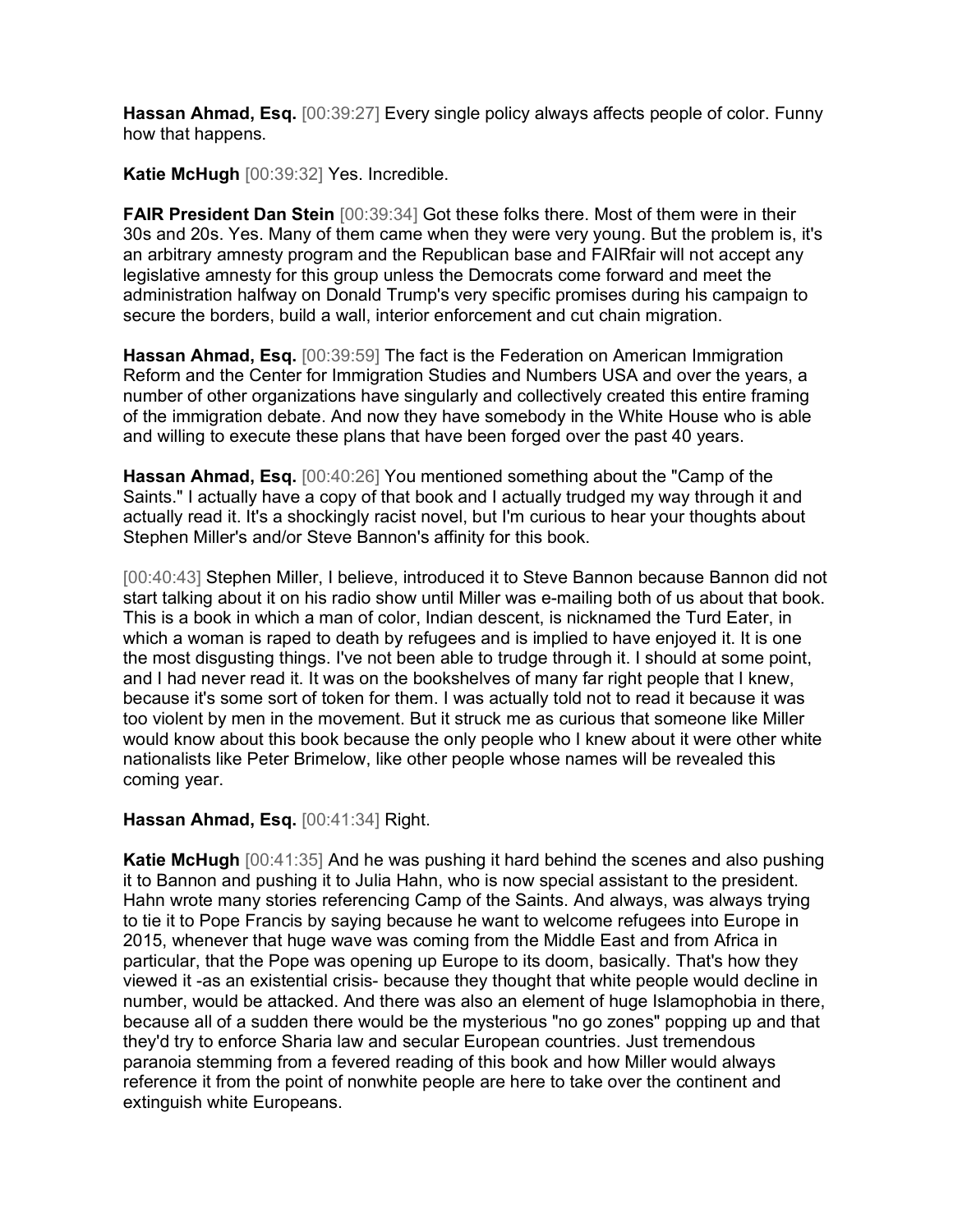**Hassan Ahmad, Esq.** [00:39:27] Every single policy always affects people of color. Funny how that happens.

**Katie McHugh** [00:39:32] Yes. Incredible.

**FAIR President Dan Stein** [00:39:34] Got these folks there. Most of them were in their 30s and 20s. Yes. Many of them came when they were very young. But the problem is, it's an arbitrary amnesty program and the Republican base and FAIRfair will not accept any legislative amnesty for this group unless the Democrats come forward and meet the administration halfway on Donald Trump's very specific promises during his campaign to secure the borders, build a wall, interior enforcement and cut chain migration.

**Hassan Ahmad, Esq.** [00:39:59] The fact is the Federation on American Immigration Reform and the Center for Immigration Studies and Numbers USA and over the years, a number of other organizations have singularly and collectively created this entire framing of the immigration debate. And now they have somebody in the White House who is able and willing to execute these plans that have been forged over the past 40 years.

**Hassan Ahmad, Esq.** [00:40:26] You mentioned something about the "Camp of the Saints." I actually have a copy of that book and I actually trudged my way through it and actually read it. It's a shockingly racist novel, but I'm curious to hear your thoughts about Stephen Miller's and/or Steve Bannon's affinity for this book.

[00:40:43] Stephen Miller, I believe, introduced it to Steve Bannon because Bannon did not start talking about it on his radio show until Miller was e-mailing both of us about that book. This is a book in which a man of color, Indian descent, is nicknamed the Turd Eater, in which a woman is raped to death by refugees and is implied to have enjoyed it. It is one the most disgusting things. I've not been able to trudge through it. I should at some point, and I had never read it. It was on the bookshelves of many far right people that I knew, because it's some sort of token for them. I was actually told not to read it because it was too violent by men in the movement. But it struck me as curious that someone like Miller would know about this book because the only people who I knew about it were other white nationalists like Peter Brimelow, like other people whose names will be revealed this coming year.

**Hassan Ahmad, Esq.** [00:41:34] Right.

**Katie McHugh** [00:41:35] And he was pushing it hard behind the scenes and also pushing it to Bannon and pushing it to Julia Hahn, who is now special assistant to the president. Hahn wrote many stories referencing Camp of the Saints. And always, was always trying to tie it to Pope Francis by saying because he want to welcome refugees into Europe in 2015, whenever that huge wave was coming from the Middle East and from Africa in particular, that the Pope was opening up Europe to its doom, basically. That's how they viewed it -as an existential crisis- because they thought that white people would decline in number, would be attacked. And there was also an element of huge Islamophobia in there, because all of a sudden there would be the mysterious "no go zones" popping up and that they'd try to enforce Sharia law and secular European countries. Just tremendous paranoia stemming from a fevered reading of this book and how Miller would always reference it from the point of nonwhite people are here to take over the continent and extinguish white Europeans.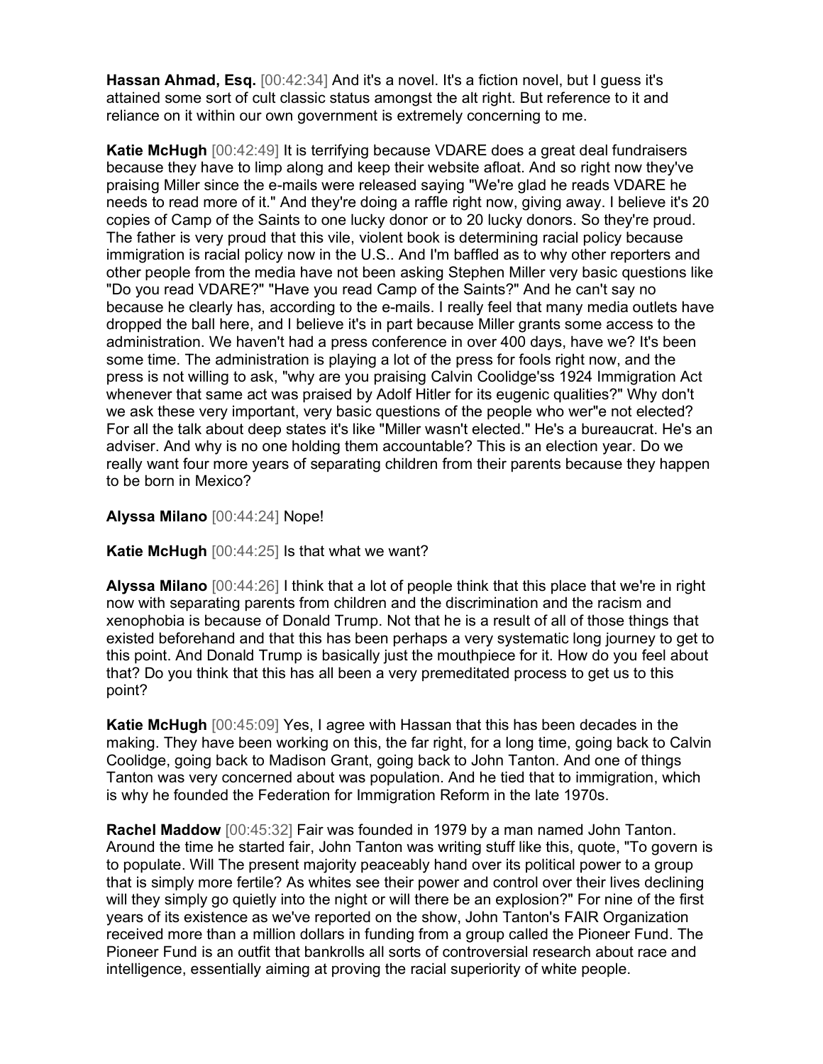**Hassan Ahmad, Esq.** [00:42:34] And it's a novel. It's a fiction novel, but I guess it's attained some sort of cult classic status amongst the alt right. But reference to it and reliance on it within our own government is extremely concerning to me.

**Katie McHugh** [00:42:49] It is terrifying because VDARE does a great deal fundraisers because they have to limp along and keep their website afloat. And so right now they've praising Miller since the e-mails were released saying "We're glad he reads VDARE he needs to read more of it." And they're doing a raffle right now, giving away. I believe it's 20 copies of Camp of the Saints to one lucky donor or to 20 lucky donors. So they're proud. The father is very proud that this vile, violent book is determining racial policy because immigration is racial policy now in the U.S.. And I'm baffled as to why other reporters and other people from the media have not been asking Stephen Miller very basic questions like "Do you read VDARE?" "Have you read Camp of the Saints?" And he can't say no because he clearly has, according to the e-mails. I really feel that many media outlets have dropped the ball here, and I believe it's in part because Miller grants some access to the administration. We haven't had a press conference in over 400 days, have we? It's been some time. The administration is playing a lot of the press for fools right now, and the press is not willing to ask, "why are you praising Calvin Coolidge'ss 1924 Immigration Act whenever that same act was praised by Adolf Hitler for its eugenic qualities?" Why don't we ask these very important, very basic questions of the people who wer"e not elected? For all the talk about deep states it's like "Miller wasn't elected." He's a bureaucrat. He's an adviser. And why is no one holding them accountable? This is an election year. Do we really want four more years of separating children from their parents because they happen to be born in Mexico?

**Alyssa Milano** [00:44:24] Nope!

**Katie McHugh** [00:44:25] Is that what we want?

**Alyssa Milano** [00:44:26] I think that a lot of people think that this place that we're in right now with separating parents from children and the discrimination and the racism and xenophobia is because of Donald Trump. Not that he is a result of all of those things that existed beforehand and that this has been perhaps a very systematic long journey to get to this point. And Donald Trump is basically just the mouthpiece for it. How do you feel about that? Do you think that this has all been a very premeditated process to get us to this point?

**Katie McHugh** [00:45:09] Yes, I agree with Hassan that this has been decades in the making. They have been working on this, the far right, for a long time, going back to Calvin Coolidge, going back to Madison Grant, going back to John Tanton. And one of things Tanton was very concerned about was population. And he tied that to immigration, which is why he founded the Federation for Immigration Reform in the late 1970s.

**Rachel Maddow** [00:45:32] Fair was founded in 1979 by a man named John Tanton. Around the time he started fair, John Tanton was writing stuff like this, quote, "To govern is to populate. Will The present majority peaceably hand over its political power to a group that is simply more fertile? As whites see their power and control over their lives declining will they simply go quietly into the night or will there be an explosion?" For nine of the first years of its existence as we've reported on the show, John Tanton's FAIR Organization received more than a million dollars in funding from a group called the Pioneer Fund. The Pioneer Fund is an outfit that bankrolls all sorts of controversial research about race and intelligence, essentially aiming at proving the racial superiority of white people.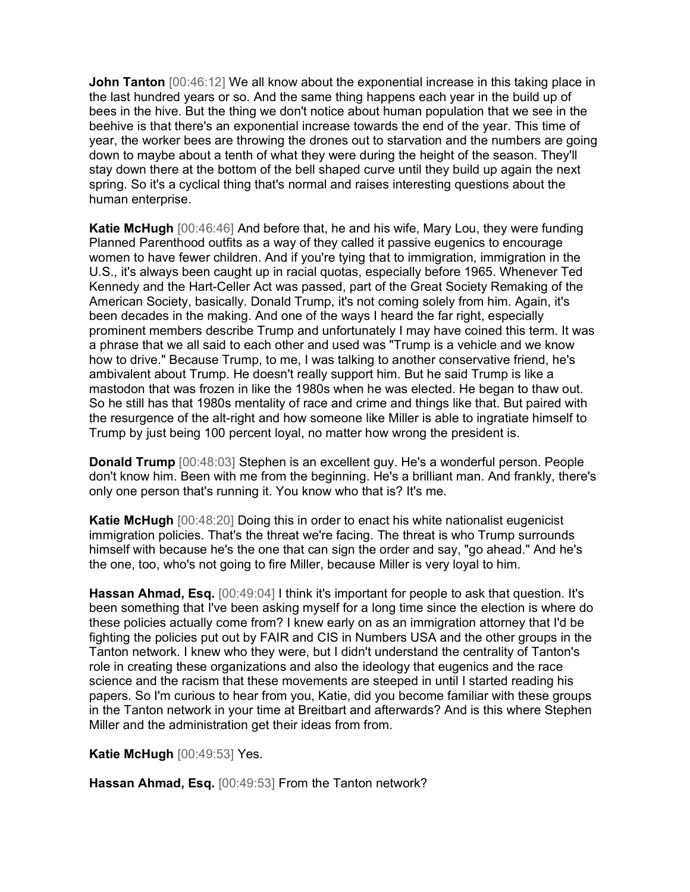**John Tanton** [00:46:12] We all know about the exponential increase in this taking place in the last hundred years or so. And the same thing happens each year in the build up of bees in the hive. But the thing we don't notice about human population that we see in the beehive is that there's an exponential increase towards the end of the year. This time of year, the worker bees are throwing the drones out to starvation and the numbers are going down to maybe about a tenth of what they were during the height of the season. They'll stay down there at the bottom of the bell shaped curve until they build up again the next spring. So it's a cyclical thing that's normal and raises interesting questions about the human enterprise.

**Katie McHugh** [00:46:46] And before that, he and his wife, Mary Lou, they were funding Planned Parenthood outfits as a way of they called it passive eugenics to encourage women to have fewer children. And if you're tying that to immigration, immigration in the U.S., it's always been caught up in racial quotas, especially before 1965. Whenever Ted Kennedy and the Hart-Celler Act was passed, part of the Great Society Remaking of the American Society, basically. Donald Trump, it's not coming solely from him. Again, it's been decades in the making. And one of the ways I heard the far right, especially prominent members describe Trump and unfortunately I may have coined this term. It was a phrase that we all said to each other and used was "Trump is a vehicle and we know how to drive." Because Trump, to me, I was talking to another conservative friend, he's ambivalent about Trump. He doesn't really support him. But he said Trump is like a mastodon that was frozen in like the 1980s when he was elected. He began to thaw out. So he still has that 1980s mentality of race and crime and things like that. But paired with the resurgence of the alt-right and how someone like Miller is able to ingratiate himself to Trump by just being 100 percent loyal, no matter how wrong the president is.

**Donald Trump** [00:48:03] Stephen is an excellent guy. He's a wonderful person. People don't know him. Been with me from the beginning. He's a brilliant man. And frankly, there's only one person that's running it. You know who that is? It's me.

**Katie McHugh** [00:48:20] Doing this in order to enact his white nationalist eugenicist immigration policies. That's the threat we're facing. The threat is who Trump surrounds himself with because he's the one that can sign the order and say, "go ahead." And he's the one, too, who's not going to fire Miller, because Miller is very loyal to him.

**Hassan Ahmad, Esq.** [00:49:04] I think it's important for people to ask that question. It's been something that I've been asking myself for a long time since the election is where do these policies actually come from? I knew early on as an immigration attorney that I'd be fighting the policies put out by FAIR and CIS in Numbers USA and the other groups in the Tanton network. I knew who they were, but I didn't understand the centrality of Tanton's role in creating these organizations and also the ideology that eugenics and the race science and the racism that these movements are steeped in until I started reading his papers. So I'm curious to hear from you, Katie, did you become familiar with these groups in the Tanton network in your time at Breitbart and afterwards? And is this where Stephen Miller and the administration get their ideas from from.

**Katie McHugh** [00:49:53] Yes.

**Hassan Ahmad, Esq.** [00:49:53] From the Tanton network?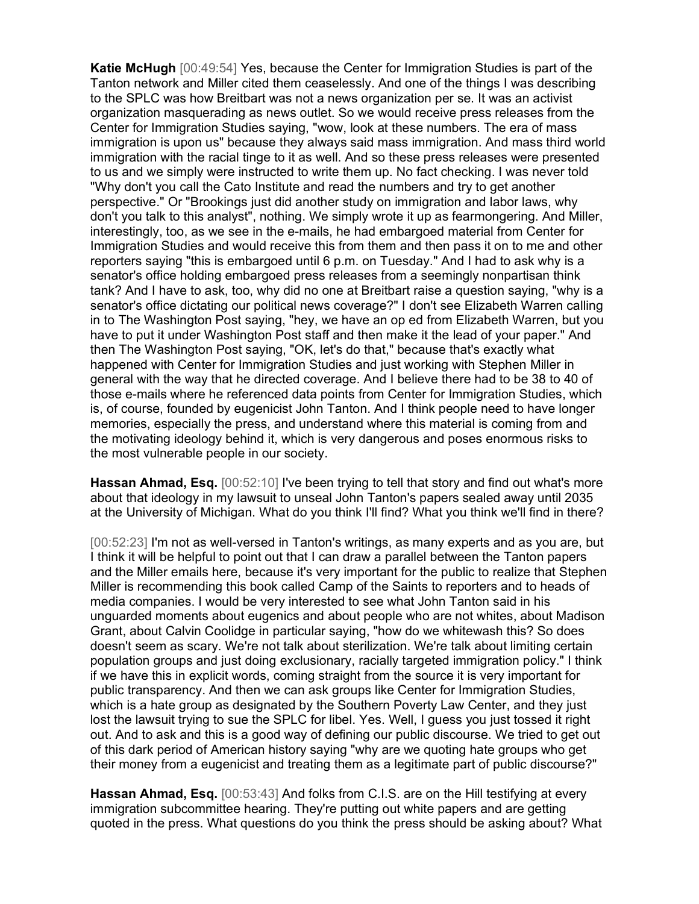**Katie McHugh** [00:49:54] Yes, because the Center for Immigration Studies is part of the Tanton network and Miller cited them ceaselessly. And one of the things I was describing to the SPLC was how Breitbart was not a news organization per se. It was an activist organization masquerading as news outlet. So we would receive press releases from the Center for Immigration Studies saying, "wow, look at these numbers. The era of mass immigration is upon us" because they always said mass immigration. And mass third world immigration with the racial tinge to it as well. And so these press releases were presented to us and we simply were instructed to write them up. No fact checking. I was never told "Why don't you call the Cato Institute and read the numbers and try to get another perspective." Or "Brookings just did another study on immigration and labor laws, why don't you talk to this analyst", nothing. We simply wrote it up as fearmongering. And Miller, interestingly, too, as we see in the e-mails, he had embargoed material from Center for Immigration Studies and would receive this from them and then pass it on to me and other reporters saying "this is embargoed until 6 p.m. on Tuesday." And I had to ask why is a senator's office holding embargoed press releases from a seemingly nonpartisan think tank? And I have to ask, too, why did no one at Breitbart raise a question saying, "why is a senator's office dictating our political news coverage?" I don't see Elizabeth Warren calling in to The Washington Post saying, "hey, we have an op ed from Elizabeth Warren, but you have to put it under Washington Post staff and then make it the lead of your paper." And then The Washington Post saying, "OK, let's do that," because that's exactly what happened with Center for Immigration Studies and just working with Stephen Miller in general with the way that he directed coverage. And I believe there had to be 38 to 40 of those e-mails where he referenced data points from Center for Immigration Studies, which is, of course, founded by eugenicist John Tanton. And I think people need to have longer memories, especially the press, and understand where this material is coming from and the motivating ideology behind it, which is very dangerous and poses enormous risks to the most vulnerable people in our society.

**Hassan Ahmad, Esq.** [00:52:10] I've been trying to tell that story and find out what's more about that ideology in my lawsuit to unseal John Tanton's papers sealed away until 2035 at the University of Michigan. What do you think I'll find? What you think we'll find in there?

[00:52:23] I'm not as well-versed in Tanton's writings, as many experts and as you are, but I think it will be helpful to point out that I can draw a parallel between the Tanton papers and the Miller emails here, because it's very important for the public to realize that Stephen Miller is recommending this book called Camp of the Saints to reporters and to heads of media companies. I would be very interested to see what John Tanton said in his unguarded moments about eugenics and about people who are not whites, about Madison Grant, about Calvin Coolidge in particular saying, "how do we whitewash this? So does doesn't seem as scary. We're not talk about sterilization. We're talk about limiting certain population groups and just doing exclusionary, racially targeted immigration policy." I think if we have this in explicit words, coming straight from the source it is very important for public transparency. And then we can ask groups like Center for Immigration Studies, which is a hate group as designated by the Southern Poverty Law Center, and they just lost the lawsuit trying to sue the SPLC for libel. Yes. Well, I guess you just tossed it right out. And to ask and this is a good way of defining our public discourse. We tried to get out of this dark period of American history saying "why are we quoting hate groups who get their money from a eugenicist and treating them as a legitimate part of public discourse?"

**Hassan Ahmad, Esq.** [00:53:43] And folks from C.I.S. are on the Hill testifying at every immigration subcommittee hearing. They're putting out white papers and are getting quoted in the press. What questions do you think the press should be asking about? What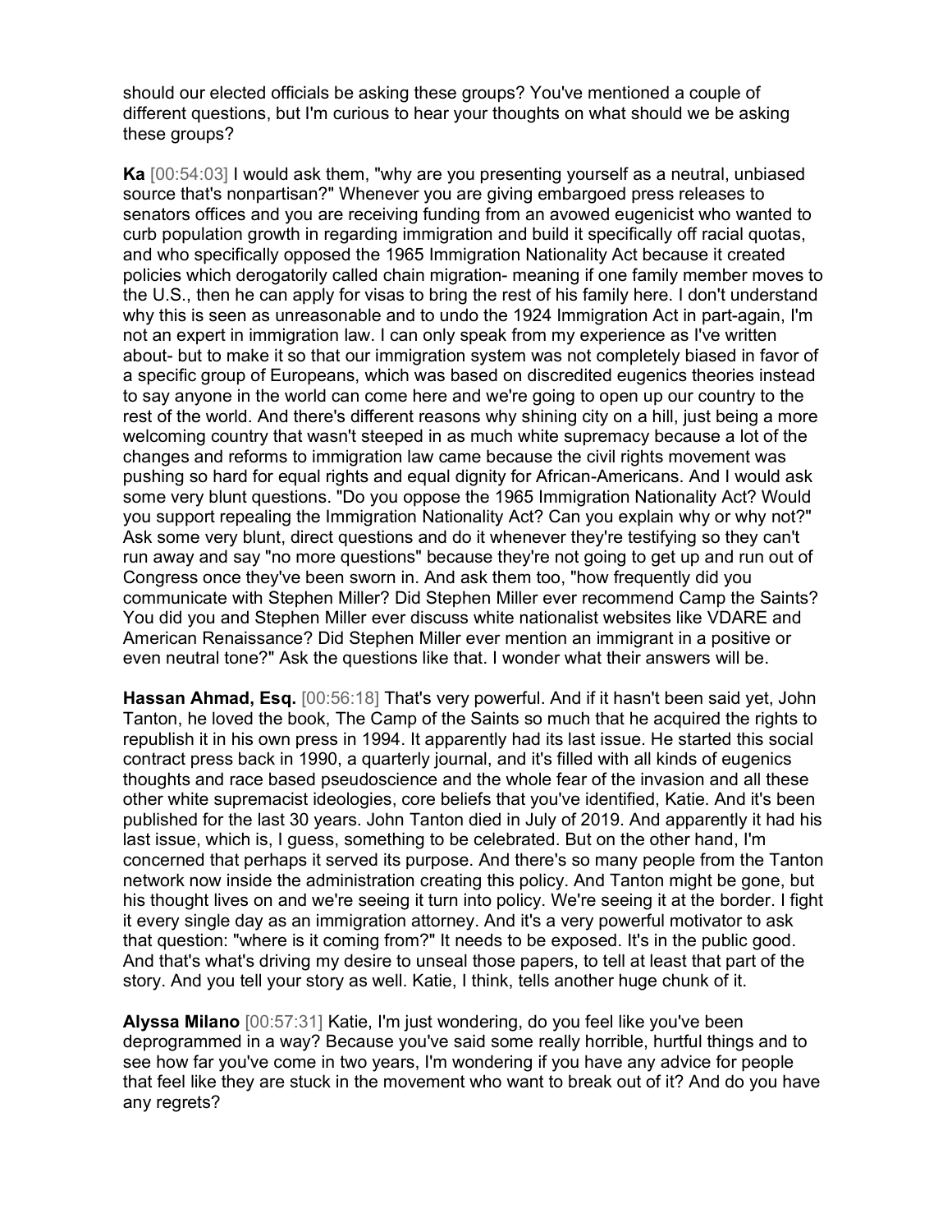should our elected officials be asking these groups? You've mentioned a couple of different questions, but I'm curious to hear your thoughts on what should we be asking these groups?

**Ka** [00:54:03] I would ask them, "why are you presenting yourself as a neutral, unbiased source that's nonpartisan?" Whenever you are giving embargoed press releases to senators offices and you are receiving funding from an avowed eugenicist who wanted to curb population growth in regarding immigration and build it specifically off racial quotas, and who specifically opposed the 1965 Immigration Nationality Act because it created policies which derogatorily called chain migration- meaning if one family member moves to the U.S., then he can apply for visas to bring the rest of his family here. I don't understand why this is seen as unreasonable and to undo the 1924 Immigration Act in part-again, I'm not an expert in immigration law. I can only speak from my experience as I've written about- but to make it so that our immigration system was not completely biased in favor of a specific group of Europeans, which was based on discredited eugenics theories instead to say anyone in the world can come here and we're going to open up our country to the rest of the world. And there's different reasons why shining city on a hill, just being a more welcoming country that wasn't steeped in as much white supremacy because a lot of the changes and reforms to immigration law came because the civil rights movement was pushing so hard for equal rights and equal dignity for African-Americans. And I would ask some very blunt questions. "Do you oppose the 1965 Immigration Nationality Act? Would you support repealing the Immigration Nationality Act? Can you explain why or why not?" Ask some very blunt, direct questions and do it whenever they're testifying so they can't run away and say "no more questions" because they're not going to get up and run out of Congress once they've been sworn in. And ask them too, "how frequently did you communicate with Stephen Miller? Did Stephen Miller ever recommend Camp the Saints? You did you and Stephen Miller ever discuss white nationalist websites like VDARE and American Renaissance? Did Stephen Miller ever mention an immigrant in a positive or even neutral tone?" Ask the questions like that. I wonder what their answers will be.

**Hassan Ahmad, Esq.** [00:56:18] That's very powerful. And if it hasn't been said yet, John Tanton, he loved the book, The Camp of the Saints so much that he acquired the rights to republish it in his own press in 1994. It apparently had its last issue. He started this social contract press back in 1990, a quarterly journal, and it's filled with all kinds of eugenics thoughts and race based pseudoscience and the whole fear of the invasion and all these other white supremacist ideologies, core beliefs that you've identified, Katie. And it's been published for the last 30 years. John Tanton died in July of 2019. And apparently it had his last issue, which is, I guess, something to be celebrated. But on the other hand, I'm concerned that perhaps it served its purpose. And there's so many people from the Tanton network now inside the administration creating this policy. And Tanton might be gone, but his thought lives on and we're seeing it turn into policy. We're seeing it at the border. I fight it every single day as an immigration attorney. And it's a very powerful motivator to ask that question: "where is it coming from?" It needs to be exposed. It's in the public good. And that's what's driving my desire to unseal those papers, to tell at least that part of the story. And you tell your story as well. Katie, I think, tells another huge chunk of it.

**Alyssa Milano** [00:57:31] Katie, I'm just wondering, do you feel like you've been deprogrammed in a way? Because you've said some really horrible, hurtful things and to see how far you've come in two years, I'm wondering if you have any advice for people that feel like they are stuck in the movement who want to break out of it? And do you have any regrets?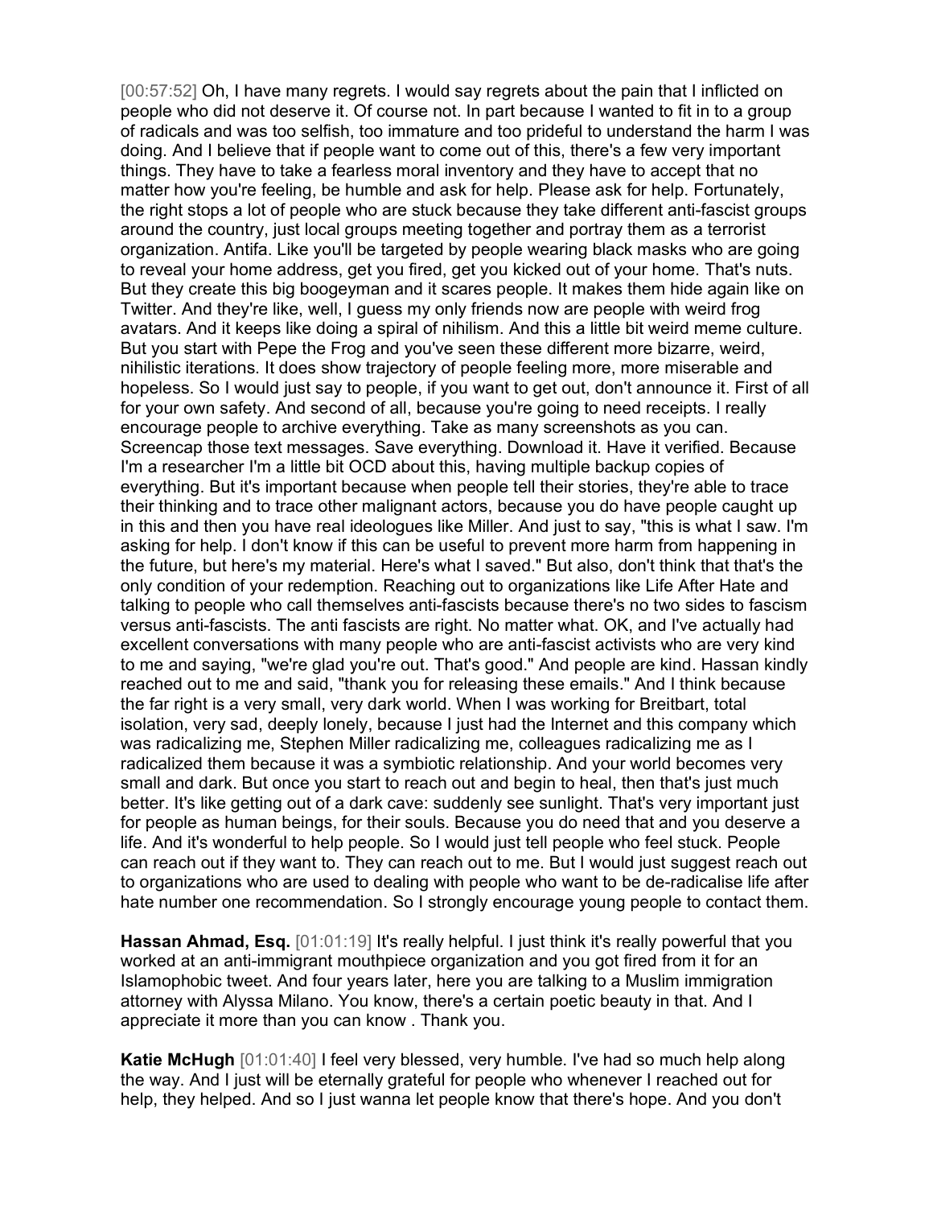[00:57:52] Oh, I have many regrets. I would say regrets about the pain that I inflicted on people who did not deserve it. Of course not. In part because I wanted to fit in to a group of radicals and was too selfish, too immature and too prideful to understand the harm I was doing. And I believe that if people want to come out of this, there's a few very important things. They have to take a fearless moral inventory and they have to accept that no matter how you're feeling, be humble and ask for help. Please ask for help. Fortunately, the right stops a lot of people who are stuck because they take different anti-fascist groups around the country, just local groups meeting together and portray them as a terrorist organization. Antifa. Like you'll be targeted by people wearing black masks who are going to reveal your home address, get you fired, get you kicked out of your home. That's nuts. But they create this big boogeyman and it scares people. It makes them hide again like on Twitter. And they're like, well, I guess my only friends now are people with weird frog avatars. And it keeps like doing a spiral of nihilism. And this a little bit weird meme culture. But you start with Pepe the Frog and you've seen these different more bizarre, weird, nihilistic iterations. It does show trajectory of people feeling more, more miserable and hopeless. So I would just say to people, if you want to get out, don't announce it. First of all for your own safety. And second of all, because you're going to need receipts. I really encourage people to archive everything. Take as many screenshots as you can. Screencap those text messages. Save everything. Download it. Have it verified. Because I'm a researcher I'm a little bit OCD about this, having multiple backup copies of everything. But it's important because when people tell their stories, they're able to trace their thinking and to trace other malignant actors, because you do have people caught up in this and then you have real ideologues like Miller. And just to say, "this is what I saw. I'm asking for help. I don't know if this can be useful to prevent more harm from happening in the future, but here's my material. Here's what I saved." But also, don't think that that's the only condition of your redemption. Reaching out to organizations like Life After Hate and talking to people who call themselves anti-fascists because there's no two sides to fascism versus anti-fascists. The anti fascists are right. No matter what. OK, and I've actually had excellent conversations with many people who are anti-fascist activists who are very kind to me and saying, "we're glad you're out. That's good." And people are kind. Hassan kindly reached out to me and said, "thank you for releasing these emails." And I think because the far right is a very small, very dark world. When I was working for Breitbart, total isolation, very sad, deeply lonely, because I just had the Internet and this company which was radicalizing me, Stephen Miller radicalizing me, colleagues radicalizing me as I radicalized them because it was a symbiotic relationship. And your world becomes very small and dark. But once you start to reach out and begin to heal, then that's just much better. It's like getting out of a dark cave: suddenly see sunlight. That's very important just for people as human beings, for their souls. Because you do need that and you deserve a life. And it's wonderful to help people. So I would just tell people who feel stuck. People can reach out if they want to. They can reach out to me. But I would just suggest reach out to organizations who are used to dealing with people who want to be de-radicalise life after hate number one recommendation. So I strongly encourage young people to contact them.

**Hassan Ahmad, Esq.** [01:01:19] It's really helpful. I just think it's really powerful that you worked at an anti-immigrant mouthpiece organization and you got fired from it for an Islamophobic tweet. And four years later, here you are talking to a Muslim immigration attorney with Alyssa Milano. You know, there's a certain poetic beauty in that. And I appreciate it more than you can know . Thank you.

**Katie McHugh** [01:01:40] I feel very blessed, very humble. I've had so much help along the way. And I just will be eternally grateful for people who whenever I reached out for help, they helped. And so I just wanna let people know that there's hope. And you don't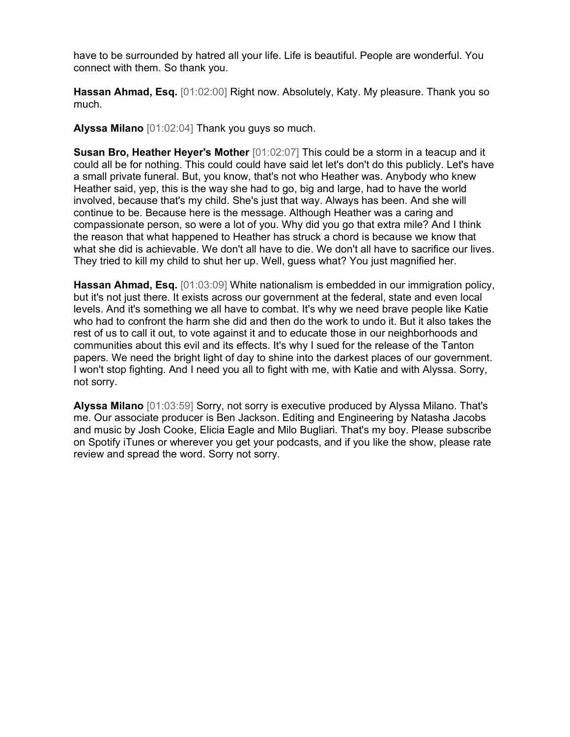have to be surrounded by hatred all your life. Life is beautiful. People are wonderful. You connect with them. So thank you.

**Hassan Ahmad, Esq.** [01:02:00] Right now. Absolutely, Katy. My pleasure. Thank you so much.

**Alyssa Milano** [01:02:04] Thank you guys so much.

**Susan Bro, Heather Heyer's Mother** [01:02:07] This could be a storm in a teacup and it could all be for nothing. This could could have said let let's don't do this publicly. Let's have a small private funeral. But, you know, that's not who Heather was. Anybody who knew Heather said, yep, this is the way she had to go, big and large, had to have the world involved, because that's my child. She's just that way. Always has been. And she will continue to be. Because here is the message. Although Heather was a caring and compassionate person, so were a lot of you. Why did you go that extra mile? And I think the reason that what happened to Heather has struck a chord is because we know that what she did is achievable. We don't all have to die. We don't all have to sacrifice our lives. They tried to kill my child to shut her up. Well, guess what? You just magnified her.

**Hassan Ahmad, Esq.** [01:03:09] White nationalism is embedded in our immigration policy, but it's not just there. It exists across our government at the federal, state and even local levels. And it's something we all have to combat. It's why we need brave people like Katie who had to confront the harm she did and then do the work to undo it. But it also takes the rest of us to call it out, to vote against it and to educate those in our neighborhoods and communities about this evil and its effects. It's why I sued for the release of the Tanton papers. We need the bright light of day to shine into the darkest places of our government. I won't stop fighting. And I need you all to fight with me, with Katie and with Alyssa. Sorry, not sorry.

**Alyssa Milano** [01:03:59] Sorry, not sorry is executive produced by Alyssa Milano. That's me. Our associate producer is Ben Jackson. Editing and Engineering by Natasha Jacobs and music by Josh Cooke, Elicia Eagle and Milo Bugliari. That's my boy. Please subscribe on Spotify iTunes or wherever you get your podcasts, and if you like the show, please rate review and spread the word. Sorry not sorry.